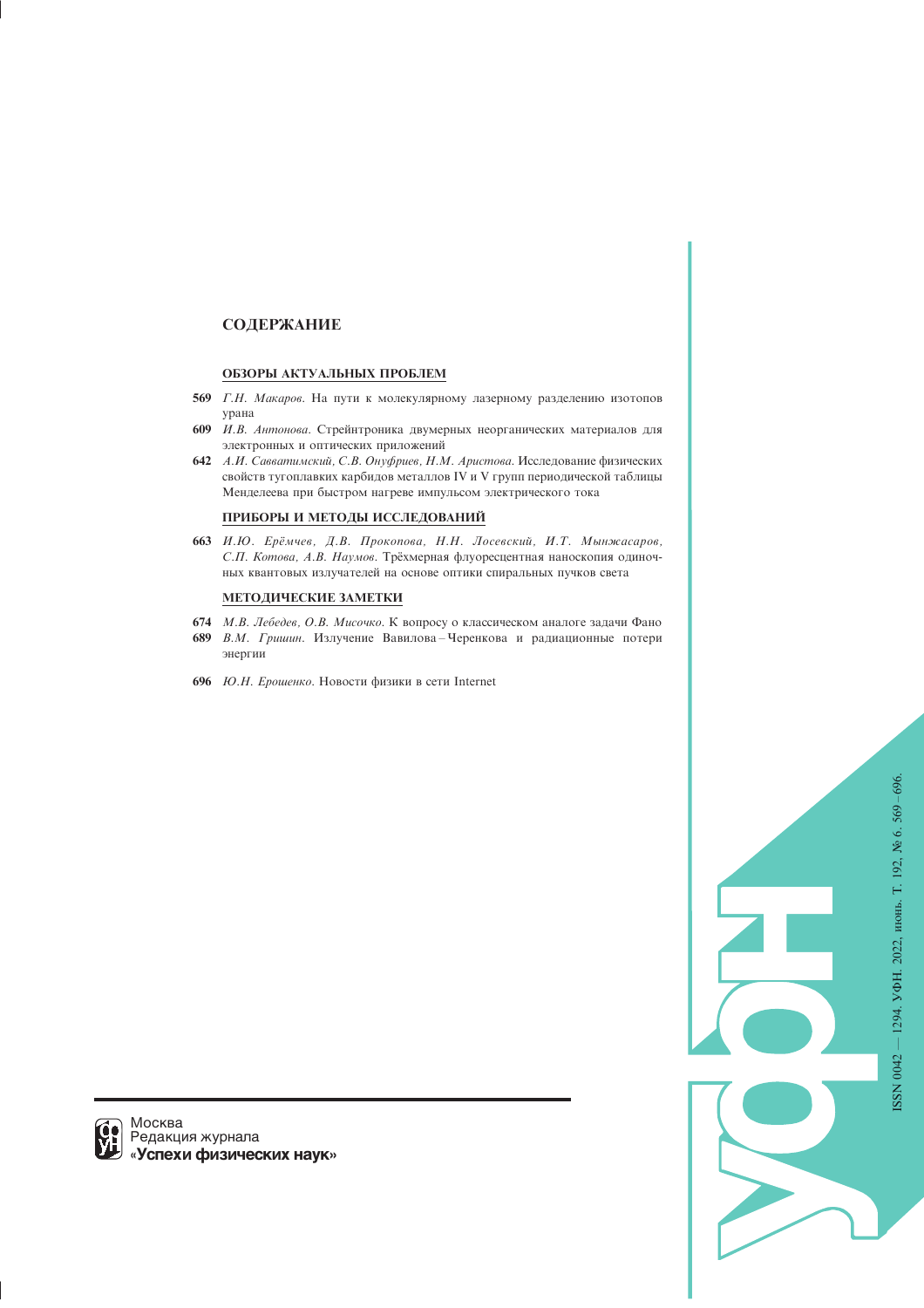# СОДЕРЖАНИЕ

## ОБЗОРЫ АКТУАЛЬНЫХ ПРОБЛЕМ

**569** *Г.Н. Макаров.* На пути к молекулярному лазерному разделению изотопов урана

**609** *И.В. Антонова.* Стрейнтроника двумерных неорганических материалов для электронных и оптических приложений

**642** *А.И. Савватимский, С.В. Онуфриев, Н.М. Аристова.* Исследование физических свойств тугоплавких карбидов металлов IV и V групп периодической таблицы Менделеева при быстром нагреве импульсом электрического тока

## ПРИБОРЫ И МЕТОДЫ ИССЛЕДОВАНИЙ

**663** *И.Ю. Ерёмчев, Д.В. Прокопова, Н.Н. Лосевский, И.Т. Мынжасаров, С.П. Котова, А.В. Наумов.* Трёхмерная флуоресцентная наноскопия одиночных квантовых излучателей на основе оптики спиральных пучков света

## МЕТОДИЧЕСКИЕ ЗАМЕТКИ

**674** *М.В. Лебедев, О.В. Мисочко.* К вопросу о классическом аналоге задачи Фано

**689** *В.М. Гришин.* Излучение Вавилова–Черенкова и радиационные потери энергии

**696** *Ю.Н. Ерошенко.* Новости физики в сети Internet

Москва
Редакция журнала
**«Успехи физических наук»**

ISSN 0042 — 1294. УФН. 2022, июнь. Т. 192, № 6. 569–696.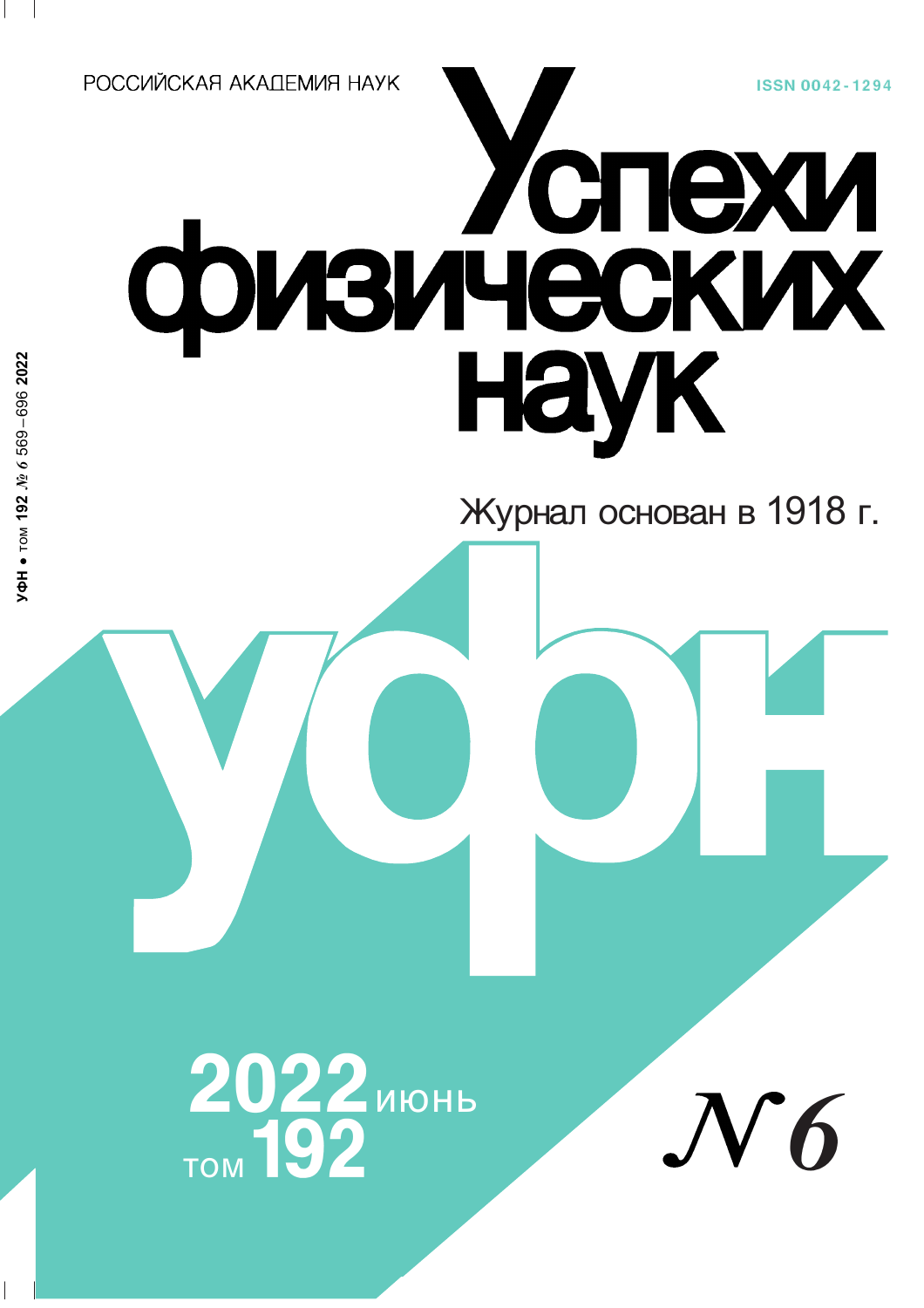РОССИЙСКАЯ АКАДЕМИЯ НАУК

ISSN 0042-1294

# Успехи физических наук

Журнал основан в 1918 г.

# УФН

2022 июнь

том 192

№ 6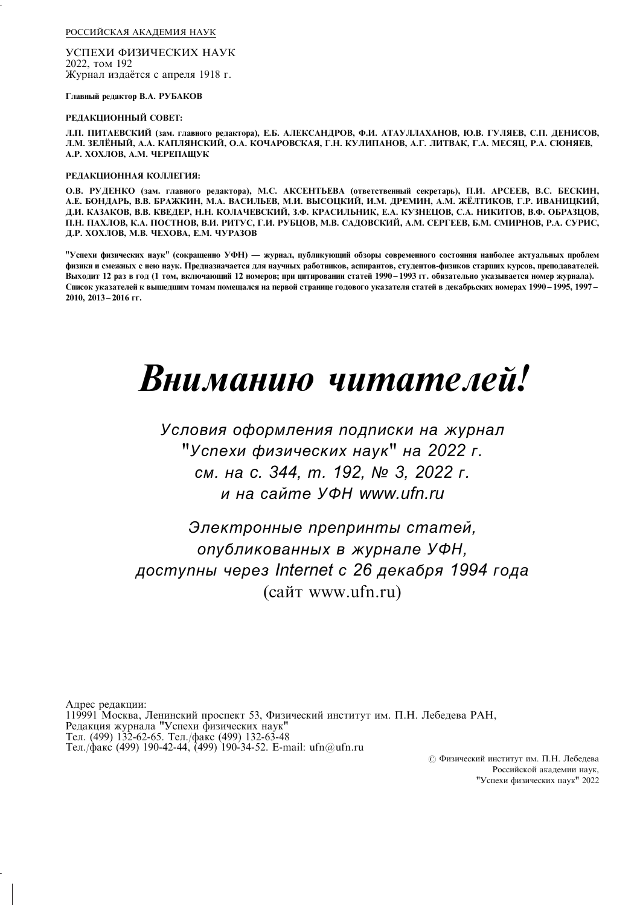РОССИЙСКАЯ АКАДЕМИЯ НАУК

УСПЕХИ ФИЗИЧЕСКИХ НАУК
2022, том 192
Журнал издаётся с апреля 1918 г.

**Главный редактор В.А. РУБАКОВ**

**РЕДАКЦИОННЫЙ СОВЕТ:**

**Л.П. ПИТАЕВСКИЙ (зам. главного редактора), Е.Б. АЛЕКСАНДРОВ, Ф.И. АТАУЛЛАХАНОВ, Ю.В. ГУЛЯЕВ, С.П. ДЕНИСОВ, Л.М. ЗЕЛЁНЫЙ, А.А. КАПЛЯНСКИЙ, О.А. КОЧАРОВСКАЯ, Г.Н. КУЛИПАНОВ, А.Г. ЛИТВАК, Г.А. МЕСЯЦ, Р.А. СЮНЯЕВ, А.Р. ХОХЛОВ, А.М. ЧЕРЕПАЩУК**

**РЕДАКЦИОННАЯ КОЛЛЕГИЯ:**

**О.В. РУДЕНКО (зам. главного редактора), М.С. АКСЕНТЬЕВА (ответственный секретарь), П.И. АРСЕЕВ, В.С. БЕСКИН, А.Е. БОНДАРЬ, В.В. БРАЖКИН, М.А. ВАСИЛЬЕВ, М.И. ВЫСОЦКИЙ, И.М. ДРЕМИН, А.М. ЖЁЛТИКОВ, Г.Р. ИВАНИЦКИЙ, Д.И. КАЗАКОВ, В.В. КВЕДЕР, Н.Н. КОЛАЧЕВСКИЙ, З.Ф. КРАСИЛЬНИК, Е.А. КУЗНЕЦОВ, С.А. НИКИТОВ, В.Ф. ОБРАЗЦОВ, П.Н. ПАХЛОВ, К.А. ПОСТНОВ, В.И. РИТУС, Г.И. РУБЦОВ, М.В. САДОВСКИЙ, А.М. СЕРГЕЕВ, Б.М. СМИРНОВ, Р.А. СУРИС, Д.Р. ХОХЛОВ, М.В. ЧЕХОВА, Е.М. ЧУРАЗОВ**

**"Успехи физических наук" (сокращенно УФН) — журнал, публикующий обзоры современного состояния наиболее актуальных проблем физики и смежных с нею наук. Предназначается для научных работников, аспирантов, студентов-физиков старших курсов, преподавателей. Выходит 12 раз в год (1 том, включающий 12 номеров; при цитировании статей 1990 – 1993 гг. обязательно указывается номер журнала). Список указателей к вышедшим томам помещался на первой странице годового указателя статей в декабрьских номерах 1990 – 1995, 1997 – 2010, 2013 – 2016 гг.**

# *Вниманию читателей!*

*Условия оформления подписки на журнал "Успехи физических наук" на 2022 г. см. на с. 344, т. 192, № 3, 2022 г. и на сайте УФН www.ufn.ru*

*Электронные препринты статей, опубликованных в журнале УФН, доступны через Internet с 26 декабря 1994 года* (сайт www.ufn.ru)

Адрес редакции:
119991 Москва, Ленинский проспект 53, Физический институт им. П.Н. Лебедева РАН,
Редакция журнала "Успехи физических наук"
Тел. (499) 132-62-65. Тел./факс (499) 132-63-48
Тел./факс (499) 190-42-44, (499) 190-34-52. E-mail: ufn@ufn.ru

© Физический институт им. П.Н. Лебедева
Российской академии наук,
"Успехи физических наук" 2022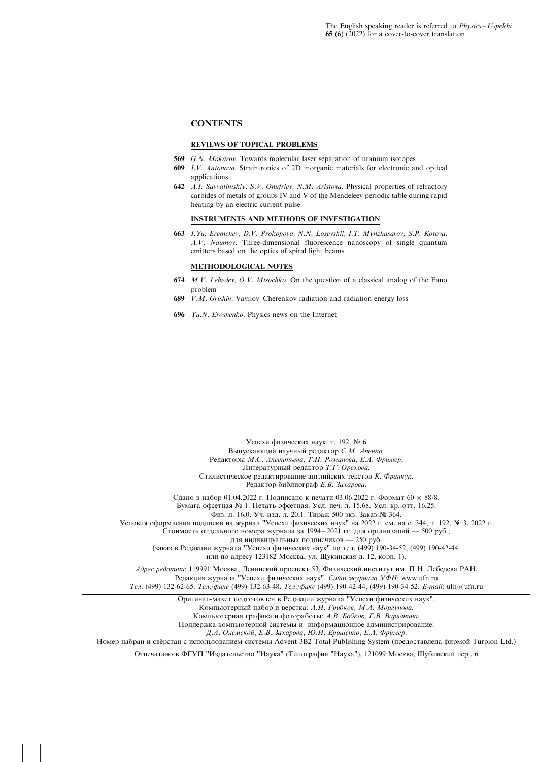The English speaking reader is referred to *Physics – Uspekhi* **65** (6) (2022) for a cover-to-cover translation

## CONTENTS

### REVIEWS OF TOPICAL PROBLEMS

**569** *G.N. Makarov*. Towards molecular laser separation of uranium isotopes

**609** *I.V. Antonova*. Straintronics of 2D inorganic materials for electronic and optical applications

**642** *A.I. Savvatimskiy, S.V. Onufriev, N.M. Aristova*. Physical properties of refractory carbides of metals of groups IV and V of the Mendeleev periodic table during rapid heating by an electric current pulse

### INSTRUMENTS AND METHODS OF INVESTIGATION

**663** *I.Yu. Eremchev, D.V. Prokopova, N.N. Losevskii, I.T. Mynzhasarov, S.P. Kotova, A.V. Naumov*. Three-dimensional fluorescence nanoscopy of single quantum emitters based on the optics of spiral light beams

### METHODOLOGICAL NOTES

**674** *M.V. Lebedev, O.V. Misochko*. On the question of a classical analog of the Fano problem

**689** *V.M. Grishin*. Vavilov–Cherenkov radiation and radiation energy loss

**696** *Yu.N. Eroshenko*. Physics news on the Internet

---

Успехи физических наук, т. 192, № 6
Выпускающий научный редактор *С.М. Апенко*.
Редакторы *М.С. Аксентьева, Т.П. Романова, Е.А. Фример*.
Литературный редактор *Т.Г. Орехова*.
Стилистическое редактирование английских текстов *К. Франчук*.
Редактор-библиограф *Е.В. Захарова*.

Сдано в набор 01.04.2022 г. Подписано к печати 03.06.2022 г. Формат $60 \times 88/8$.
Бумага офсетная № 1. Печать офсетная. Усл. печ. л. 15,68. Усл. кр.-отт. 16,25.
Физ. л. 16,0. Уч.-изд. л. 20,1. Тираж 500 экз. Заказ № 364.
Условия оформления подписки на журнал "Успехи физических наук" на 2022 г. см. на с. 344, т. 192, № 3, 2022 г.
Стоимость отдельного номера журнала за 1994 – 2021 гг. для организаций — 500 руб.;
для индивидуальных подписчиков — 250 руб.
(заказ в Редакции журнала "Успехи физических наук" по тел. (499) 190-34-52, (499) 190-42-44.
или по адресу 123182 Москва, ул. Щукинская д. 12, корп. 1).

*Адрес редакции*: 119991 Москва, Ленинский проспект 53, Физический институт им. П.Н. Лебедева РАН,
Редакция журнала "Успехи физических наук". *Сайт журнала УФН*: www.ufn.ru
*Тел.* (499) 132-62-65. *Тел./факс* (499) 132-63-48. *Тел./факс* (499) 190-42-44, (499) 190-34-52. *E-mail*: ufn@ufn.ru

Оригинал-макет подготовлен в Редакции журнала "Успехи физических наук".
Компьютерный набор и верстка: *А.Н. Грибков, М.А. Моргунова*.
Компьютерная графика и фоторабoты: *А.В. Бобков, Г.В. Варванина*.
Поддержка компьютерной системы и информационное администрирование:
*Д.А. Олемской, Е.В. Захарова, Ю.Н. Ерошенко, Е.А. Фример*.
Номер набран и свёрстан с использованием системы Advent 3B2 Total Publishing System (предоставлена фирмой Turpion Ltd.)

Отпечатано в ФГУП "Издательство "Наука" (Типография "Наука"), 121099 Москва, Шубинский пер., 6